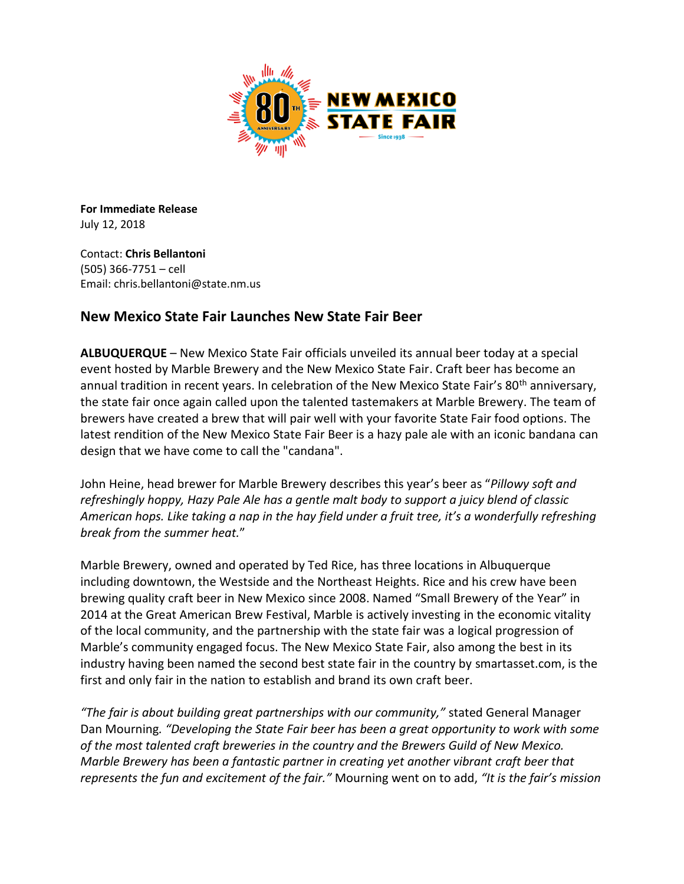**For Immediate Release**
July 12, 2018

Contact: **Chris Bellantoni**
(505) 366-7751 – cell
Email: chris.bellantoni@state.nm.us

## New Mexico State Fair Launches New State Fair Beer

**ALBUQUERQUE** – New Mexico State Fair officials unveiled its annual beer today at a special event hosted by Marble Brewery and the New Mexico State Fair. Craft beer has become an annual tradition in recent years. In celebration of the New Mexico State Fair's 80th anniversary, the state fair once again called upon the talented tastemakers at Marble Brewery. The team of brewers have created a brew that will pair well with your favorite State Fair food options. The latest rendition of the New Mexico State Fair Beer is a hazy pale ale with an iconic bandana can design that we have come to call the "candana".

John Heine, head brewer for Marble Brewery describes this year's beer as "*Pillowy soft and refreshingly hoppy, Hazy Pale Ale has a gentle malt body to support a juicy blend of classic American hops. Like taking a nap in the hay field under a fruit tree, it's a wonderfully refreshing break from the summer heat.*"

Marble Brewery, owned and operated by Ted Rice, has three locations in Albuquerque including downtown, the Westside and the Northeast Heights. Rice and his crew have been brewing quality craft beer in New Mexico since 2008. Named "Small Brewery of the Year" in 2014 at the Great American Brew Festival, Marble is actively investing in the economic vitality of the local community, and the partnership with the state fair was a logical progression of Marble's community engaged focus. The New Mexico State Fair, also among the best in its industry having been named the second best state fair in the country by smartasset.com, is the first and only fair in the nation to establish and brand its own craft beer.

*"The fair is about building great partnerships with our community,"* stated General Manager Dan Mourning. *"Developing the State Fair beer has been a great opportunity to work with some of the most talented craft breweries in the country and the Brewers Guild of New Mexico. Marble Brewery has been a fantastic partner in creating yet another vibrant craft beer that represents the fun and excitement of the fair."* Mourning went on to add, *"It is the fair's mission*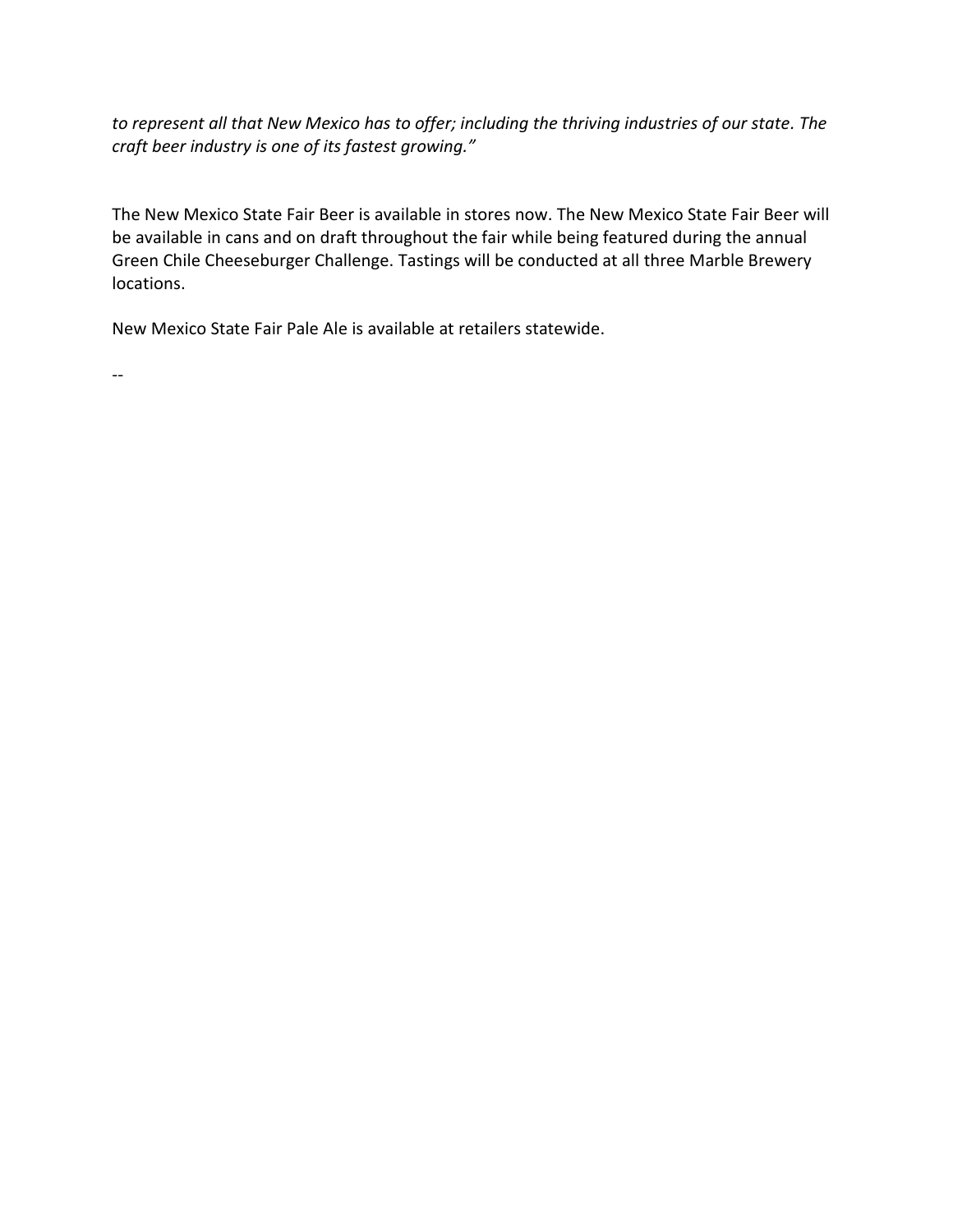*to represent all that New Mexico has to offer; including the thriving industries of our state. The craft beer industry is one of its fastest growing."*

The New Mexico State Fair Beer is available in stores now. The New Mexico State Fair Beer will be available in cans and on draft throughout the fair while being featured during the annual Green Chile Cheeseburger Challenge. Tastings will be conducted at all three Marble Brewery locations.

New Mexico State Fair Pale Ale is available at retailers statewide.

--